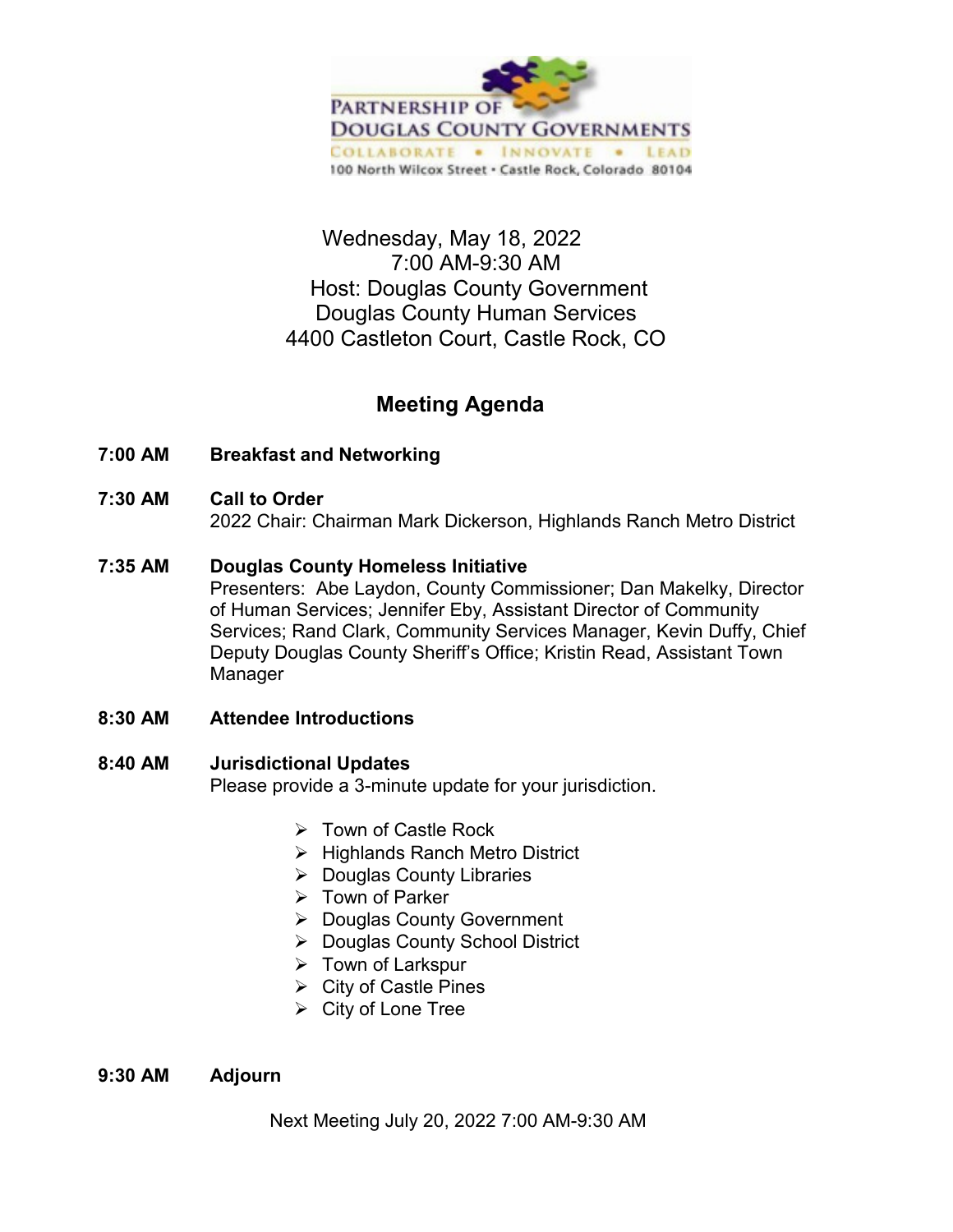PARTNERSHIP OF
DOUGLAS COUNTY GOVERNMENTS
COLLABORATE • INNOVATE • LEAD
100 North Wilcox Street • Castle Rock, Colorado 80104

Wednesday, May 18, 2022
7:00 AM-9:30 AM
Host: Douglas County Government
Douglas County Human Services
4400 Castleton Court, Castle Rock, CO

## Meeting Agenda

**7:00 AM** **Breakfast and Networking**

**7:30 AM** **Call to Order**
2022 Chair: Chairman Mark Dickerson, Highlands Ranch Metro District

**7:35 AM** **Douglas County Homeless Initiative**
Presenters: Abe Laydon, County Commissioner; Dan Makelky, Director of Human Services; Jennifer Eby, Assistant Director of Community Services; Rand Clark, Community Services Manager, Kevin Duffy, Chief Deputy Douglas County Sheriff's Office; Kristin Read, Assistant Town Manager

**8:30 AM** **Attendee Introductions**

**8:40 AM** **Jurisdictional Updates**
Please provide a 3-minute update for your jurisdiction.

- Town of Castle Rock
- Highlands Ranch Metro District
- Douglas County Libraries
- Town of Parker
- Douglas County Government
- Douglas County School District
- Town of Larkspur
- City of Castle Pines
- City of Lone Tree

**9:30 AM** **Adjourn**

Next Meeting July 20, 2022 7:00 AM-9:30 AM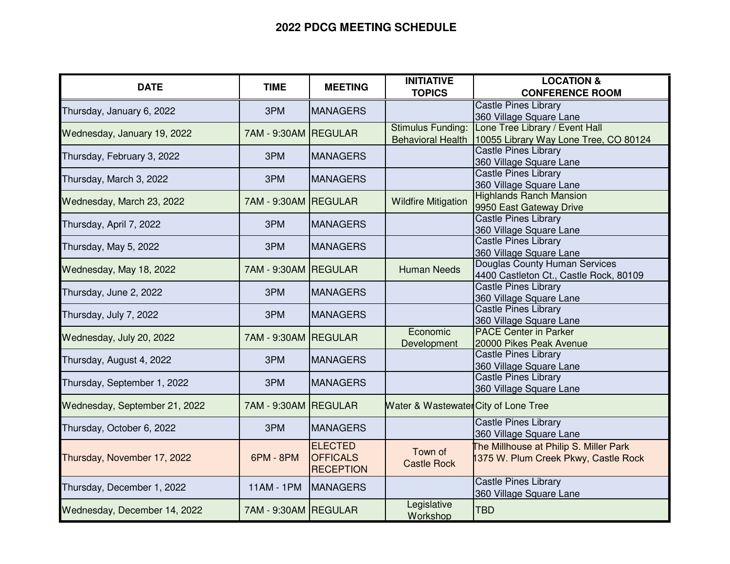## 2022 PDCG MEETING SCHEDULE

| DATE | TIME | MEETING | INITIATIVE TOPICS | LOCATION & CONFERENCE ROOM |
|---|---|---|---|---|
| Thursday, January 6, 2022 | 3PM | MANAGERS | | Castle Pines Library<br>360 Village Square Lane |
| Wednesday, January 19, 2022 | 7AM - 9:30AM | REGULAR | Stimulus Funding: Behavioral Health | Lone Tree Library / Event Hall<br>10055 Library Way Lone Tree, CO 80124 |
| Thursday, February 3, 2022 | 3PM | MANAGERS | | Castle Pines Library<br>360 Village Square Lane |
| Thursday, March 3, 2022 | 3PM | MANAGERS | | Castle Pines Library<br>360 Village Square Lane |
| Wednesday, March 23, 2022 | 7AM - 9:30AM | REGULAR | Wildfire Mitigation | Highlands Ranch Mansion<br>9950 East Gateway Drive |
| Thursday, April 7, 2022 | 3PM | MANAGERS | | Castle Pines Library<br>360 Village Square Lane |
| Thursday, May 5, 2022 | 3PM | MANAGERS | | Castle Pines Library<br>360 Village Square Lane |
| Wednesday, May 18, 2022 | 7AM - 9:30AM | REGULAR | Human Needs | Douglas County Human Services<br>4400 Castleton Ct., Castle Rock, 80109 |
| Thursday, June 2, 2022 | 3PM | MANAGERS | | Castle Pines Library<br>360 Village Square Lane |
| Thursday, July 7, 2022 | 3PM | MANAGERS | | Castle Pines Library<br>360 Village Square Lane |
| Wednesday, July 20, 2022 | 7AM - 9:30AM | REGULAR | Economic Development | PACE Center in Parker<br>20000 Pikes Peak Avenue |
| Thursday, August 4, 2022 | 3PM | MANAGERS | | Castle Pines Library<br>360 Village Square Lane |
| Thursday, September 1, 2022 | 3PM | MANAGERS | | Castle Pines Library<br>360 Village Square Lane |
| Wednesday, September 21, 2022 | 7AM - 9:30AM | REGULAR | Water & Wastewater | City of Lone Tree |
| Thursday, October 6, 2022 | 3PM | MANAGERS | | Castle Pines Library<br>360 Village Square Lane |
| Thursday, November 17, 2022 | 6PM - 8PM | ELECTED OFFICALS RECEPTION | Town of Castle Rock | The Millhouse at Philip S. Miller Park<br>1375 W. Plum Creek Pkwy, Castle Rock |
| Thursday, December 1, 2022 | 11AM - 1PM | MANAGERS | | Castle Pines Library<br>360 Village Square Lane |
| Wednesday, December 14, 2022 | 7AM - 9:30AM | REGULAR | Legislative Workshop | TBD |